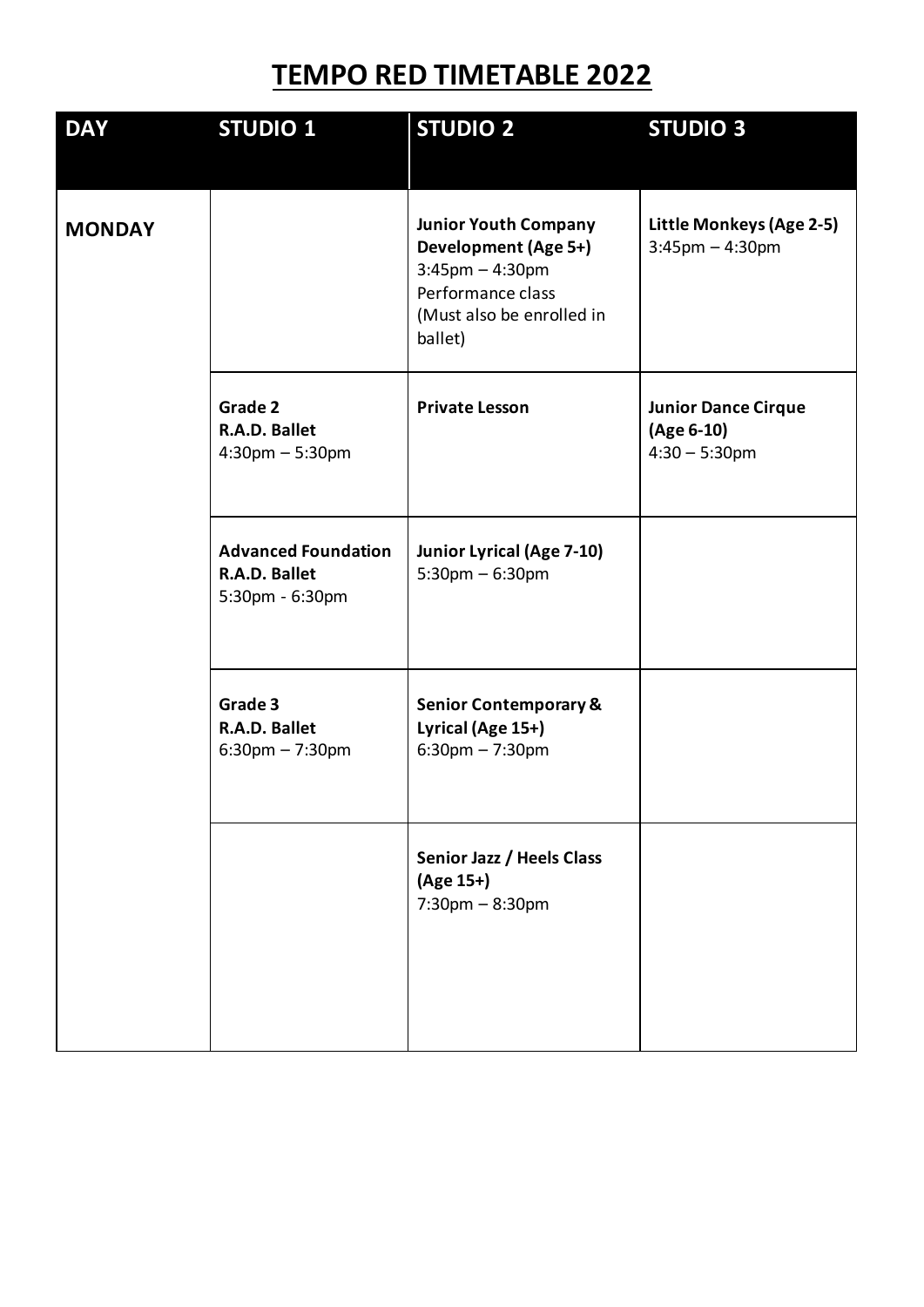# TEMPO RED TIMETABLE 2022

| DAY | STUDIO 1 | STUDIO 2 | STUDIO 3 |
|---|---|---|---|
| **MONDAY** | | **Junior Youth Company Development (Age 5+)** 3:45pm – 4:30pm Performance class (Must also be enrolled in ballet) | **Little Monkeys (Age 2-5)** 3:45pm – 4:30pm |
| | **Grade 2 R.A.D. Ballet** 4:30pm – 5:30pm | **Private Lesson** | **Junior Dance Cirque (Age 6-10)** 4:30 – 5:30pm |
| | **Advanced Foundation R.A.D. Ballet** 5:30pm - 6:30pm | **Junior Lyrical (Age 7-10)** 5:30pm – 6:30pm | |
| | **Grade 3 R.A.D. Ballet** 6:30pm – 7:30pm | **Senior Contemporary & Lyrical (Age 15+)** 6:30pm – 7:30pm | |
| | | **Senior Jazz / Heels Class (Age 15+)** 7:30pm – 8:30pm | |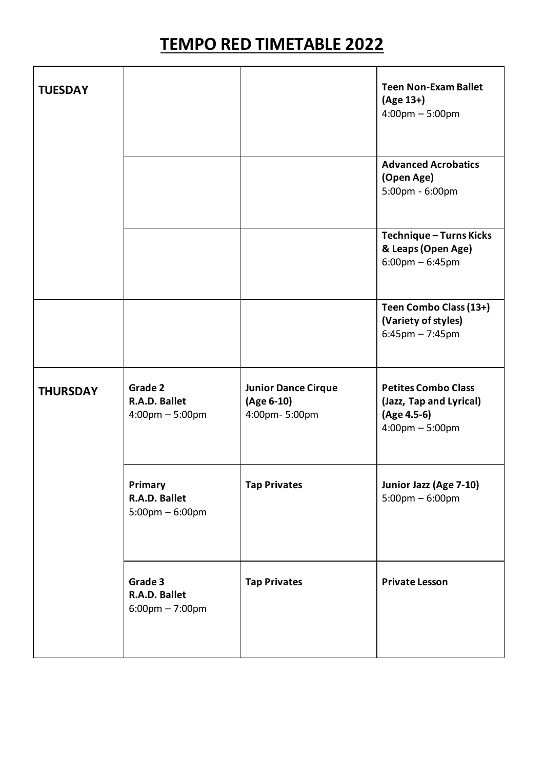# TEMPO RED TIMETABLE 2022

| | | | |
|---|---|---|---|
| **TUESDAY** | | | **Teen Non-Exam Ballet (Age 13+)** 4:00pm – 5:00pm |
| | | | **Advanced Acrobatics (Open Age)** 5:00pm - 6:00pm |
| | | | **Technique – Turns Kicks & Leaps (Open Age)** 6:00pm – 6:45pm |
| | | | **Teen Combo Class (13+) (Variety of styles)** 6:45pm – 7:45pm |
| **THURSDAY** | **Grade 2 R.A.D. Ballet** 4:00pm – 5:00pm | **Junior Dance Cirque (Age 6-10)** 4:00pm- 5:00pm | **Petites Combo Class (Jazz, Tap and Lyrical) (Age 4.5-6)** 4:00pm – 5:00pm |
| | **Primary R.A.D. Ballet** 5:00pm – 6:00pm | **Tap Privates** | **Junior Jazz (Age 7-10)** 5:00pm – 6:00pm |
| | **Grade 3 R.A.D. Ballet** 6:00pm – 7:00pm | **Tap Privates** | **Private Lesson** |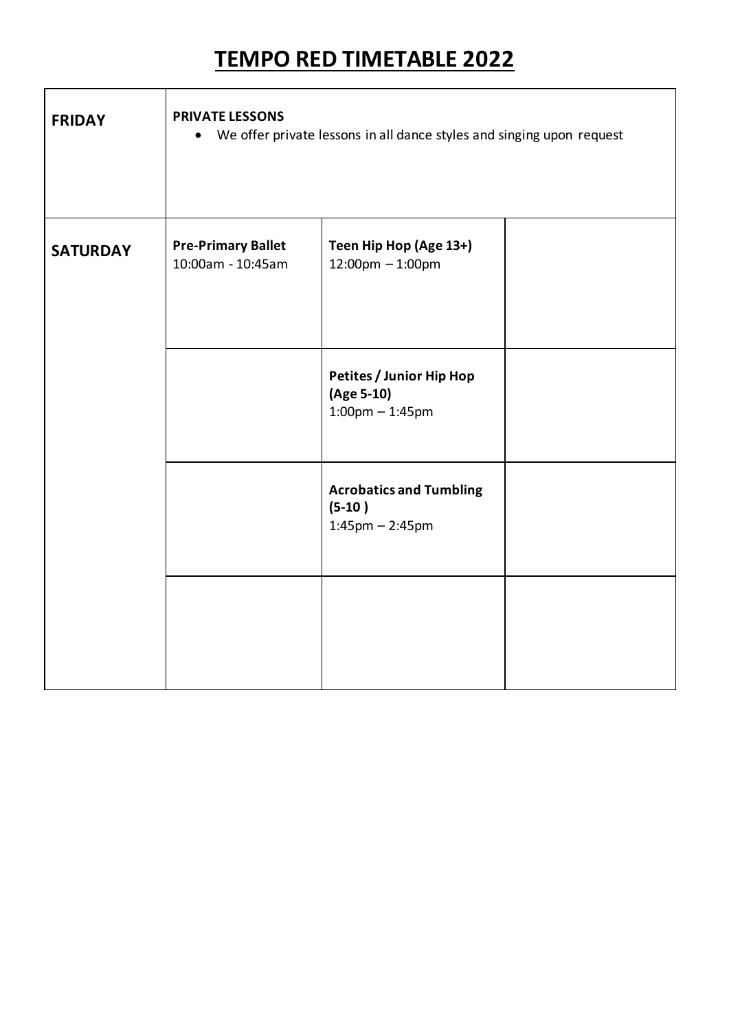# TEMPO RED TIMETABLE 2022

| | | | |
|---|---|---|---|
| **FRIDAY** | **PRIVATE LESSONS**<br>• We offer private lessons in all dance styles and singing upon request | | |
| **SATURDAY** | **Pre-Primary Ballet**<br>10:00am - 10:45am | **Teen Hip Hop (Age 13+)**<br>12:00pm – 1:00pm | |
| | | **Petites / Junior Hip Hop (Age 5-10)**<br>1:00pm – 1:45pm | |
| | | **Acrobatics and Tumbling (5-10 )**<br>1:45pm – 2:45pm | |
| | | | |